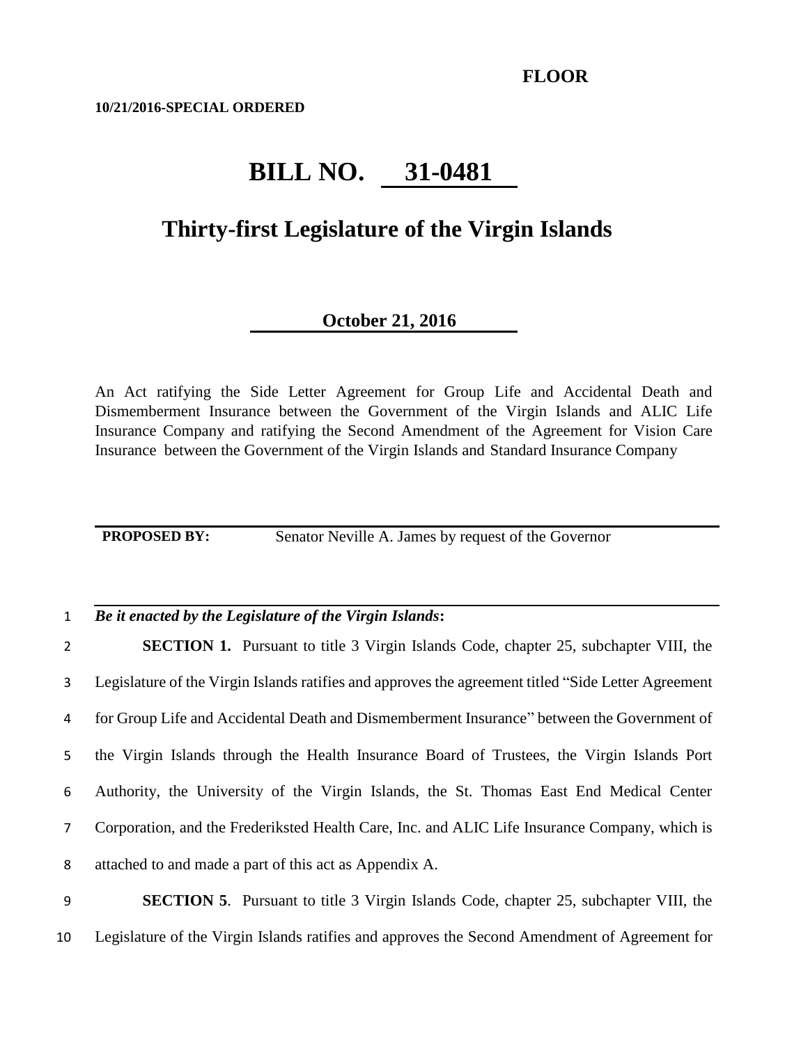**FLOOR**

**10/21/2016-SPECIAL ORDERED**

# BILL NO. 31-0481

## Thirty-first Legislature of the Virgin Islands

**October 21, 2016**

An Act ratifying the Side Letter Agreement for Group Life and Accidental Death and Dismemberment Insurance between the Government of the Virgin Islands and ALIC Life Insurance Company and ratifying the Second Amendment of the Agreement for Vision Care Insurance between the Government of the Virgin Islands and Standard Insurance Company

**PROPOSED BY:** Senator Neville A. James by request of the Governor

***Be it enacted by the Legislature of the Virgin Islands*:**

**SECTION 1.** Pursuant to title 3 Virgin Islands Code, chapter 25, subchapter VIII, the Legislature of the Virgin Islands ratifies and approves the agreement titled "Side Letter Agreement for Group Life and Accidental Death and Dismemberment Insurance" between the Government of the Virgin Islands through the Health Insurance Board of Trustees, the Virgin Islands Port Authority, the University of the Virgin Islands, the St. Thomas East End Medical Center Corporation, and the Frederiksted Health Care, Inc. and ALIC Life Insurance Company, which is attached to and made a part of this act as Appendix A.

**SECTION 5**. Pursuant to title 3 Virgin Islands Code, chapter 25, subchapter VIII, the Legislature of the Virgin Islands ratifies and approves the Second Amendment of Agreement for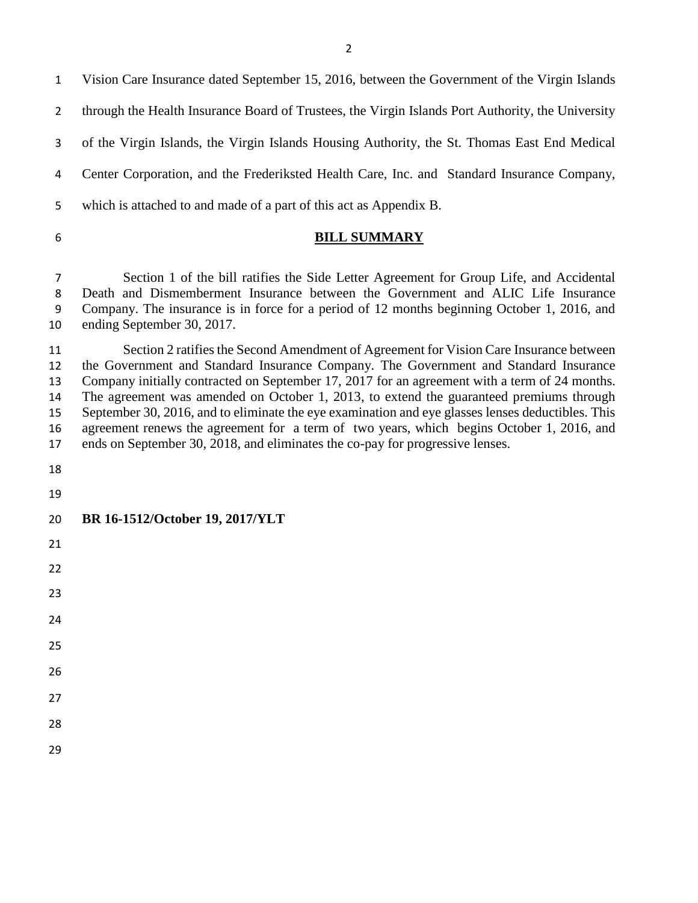Vision Care Insurance dated September 15, 2016, between the Government of the Virgin Islands through the Health Insurance Board of Trustees, the Virgin Islands Port Authority, the University of the Virgin Islands, the Virgin Islands Housing Authority, the St. Thomas East End Medical Center Corporation, and the Frederiksted Health Care, Inc. and Standard Insurance Company, which is attached to and made of a part of this act as Appendix B.

## BILL SUMMARY

Section 1 of the bill ratifies the Side Letter Agreement for Group Life, and Accidental Death and Dismemberment Insurance between the Government and ALIC Life Insurance Company. The insurance is in force for a period of 12 months beginning October 1, 2016, and ending September 30, 2017.

Section 2 ratifies the Second Amendment of Agreement for Vision Care Insurance between the Government and Standard Insurance Company. The Government and Standard Insurance Company initially contracted on September 17, 2017 for an agreement with a term of 24 months. The agreement was amended on October 1, 2013, to extend the guaranteed premiums through September 30, 2016, and to eliminate the eye examination and eye glasses lenses deductibles. This agreement renews the agreement for a term of two years, which begins October 1, 2016, and ends on September 30, 2018, and eliminates the co-pay for progressive lenses.

**BR 16-1512/October 19, 2017/YLT**